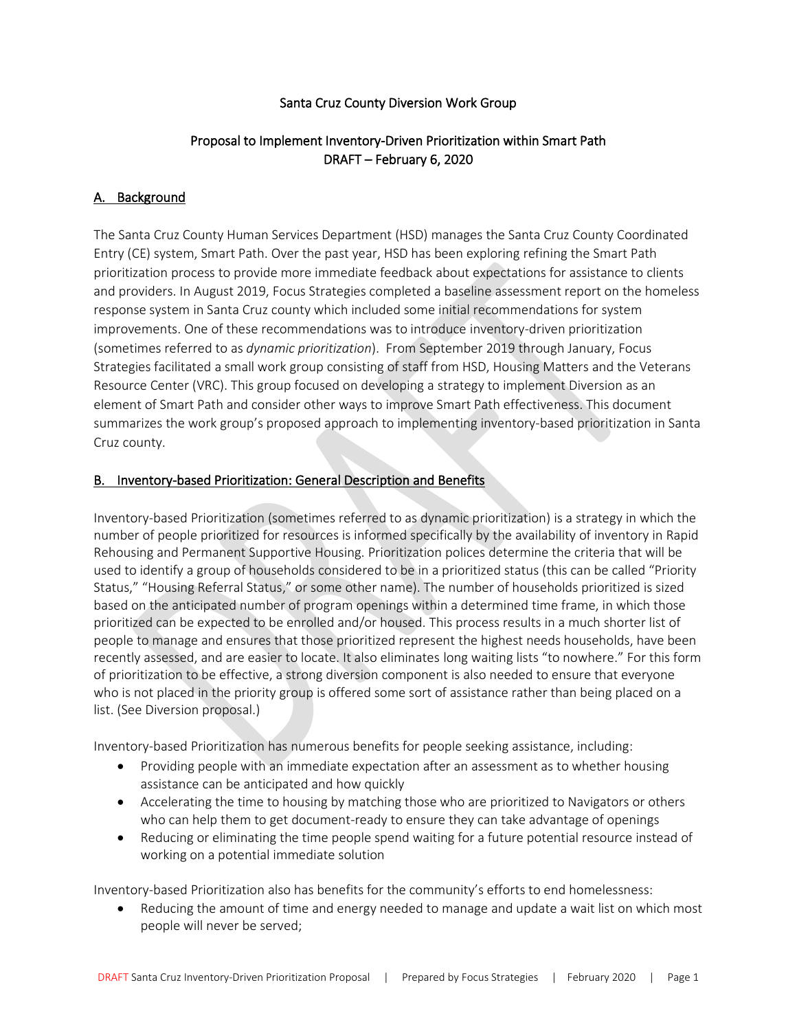Santa Cruz County Diversion Work Group

Proposal to Implement Inventory-Driven Prioritization within Smart Path
DRAFT – February 6, 2020

## A. Background

The Santa Cruz County Human Services Department (HSD) manages the Santa Cruz County Coordinated Entry (CE) system, Smart Path. Over the past year, HSD has been exploring refining the Smart Path prioritization process to provide more immediate feedback about expectations for assistance to clients and providers. In August 2019, Focus Strategies completed a baseline assessment report on the homeless response system in Santa Cruz county which included some initial recommendations for system improvements. One of these recommendations was to introduce inventory-driven prioritization (sometimes referred to as *dynamic prioritization*). From September 2019 through January, Focus Strategies facilitated a small work group consisting of staff from HSD, Housing Matters and the Veterans Resource Center (VRC). This group focused on developing a strategy to implement Diversion as an element of Smart Path and consider other ways to improve Smart Path effectiveness. This document summarizes the work group's proposed approach to implementing inventory-based prioritization in Santa Cruz county.

## B. Inventory-based Prioritization: General Description and Benefits

Inventory-based Prioritization (sometimes referred to as dynamic prioritization) is a strategy in which the number of people prioritized for resources is informed specifically by the availability of inventory in Rapid Rehousing and Permanent Supportive Housing. Prioritization polices determine the criteria that will be used to identify a group of households considered to be in a prioritized status (this can be called "Priority Status," "Housing Referral Status," or some other name). The number of households prioritized is sized based on the anticipated number of program openings within a determined time frame, in which those prioritized can be expected to be enrolled and/or housed. This process results in a much shorter list of people to manage and ensures that those prioritized represent the highest needs households, have been recently assessed, and are easier to locate. It also eliminates long waiting lists "to nowhere." For this form of prioritization to be effective, a strong diversion component is also needed to ensure that everyone who is not placed in the priority group is offered some sort of assistance rather than being placed on a list. (See Diversion proposal.)

Inventory-based Prioritization has numerous benefits for people seeking assistance, including:

- Providing people with an immediate expectation after an assessment as to whether housing assistance can be anticipated and how quickly
- Accelerating the time to housing by matching those who are prioritized to Navigators or others who can help them to get document-ready to ensure they can take advantage of openings
- Reducing or eliminating the time people spend waiting for a future potential resource instead of working on a potential immediate solution

Inventory-based Prioritization also has benefits for the community's efforts to end homelessness:

- Reducing the amount of time and energy needed to manage and update a wait list on which most people will never be served;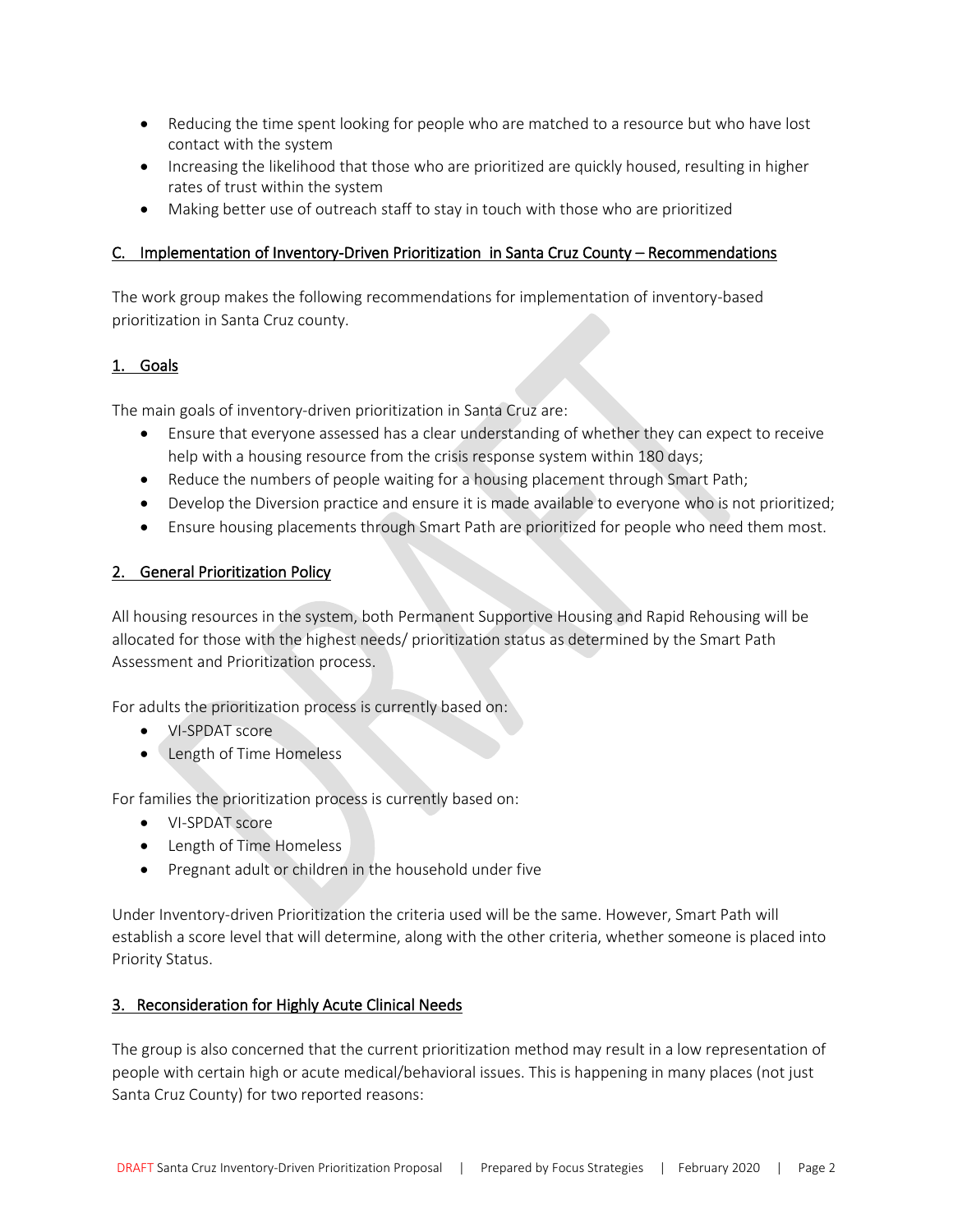- Reducing the time spent looking for people who are matched to a resource but who have lost contact with the system
- Increasing the likelihood that those who are prioritized are quickly housed, resulting in higher rates of trust within the system
- Making better use of outreach staff to stay in touch with those who are prioritized

## C. Implementation of Inventory-Driven Prioritization in Santa Cruz County – Recommendations

The work group makes the following recommendations for implementation of inventory-based prioritization in Santa Cruz county.

### 1. Goals

The main goals of inventory-driven prioritization in Santa Cruz are:

- Ensure that everyone assessed has a clear understanding of whether they can expect to receive help with a housing resource from the crisis response system within 180 days;
- Reduce the numbers of people waiting for a housing placement through Smart Path;
- Develop the Diversion practice and ensure it is made available to everyone who is not prioritized;
- Ensure housing placements through Smart Path are prioritized for people who need them most.

### 2. General Prioritization Policy

All housing resources in the system, both Permanent Supportive Housing and Rapid Rehousing will be allocated for those with the highest needs/ prioritization status as determined by the Smart Path Assessment and Prioritization process.

For adults the prioritization process is currently based on:

- VI-SPDAT score
- Length of Time Homeless

For families the prioritization process is currently based on:

- VI-SPDAT score
- Length of Time Homeless
- Pregnant adult or children in the household under five

Under Inventory-driven Prioritization the criteria used will be the same. However, Smart Path will establish a score level that will determine, along with the other criteria, whether someone is placed into Priority Status.

### 3. Reconsideration for Highly Acute Clinical Needs

The group is also concerned that the current prioritization method may result in a low representation of people with certain high or acute medical/behavioral issues. This is happening in many places (not just Santa Cruz County) for two reported reasons: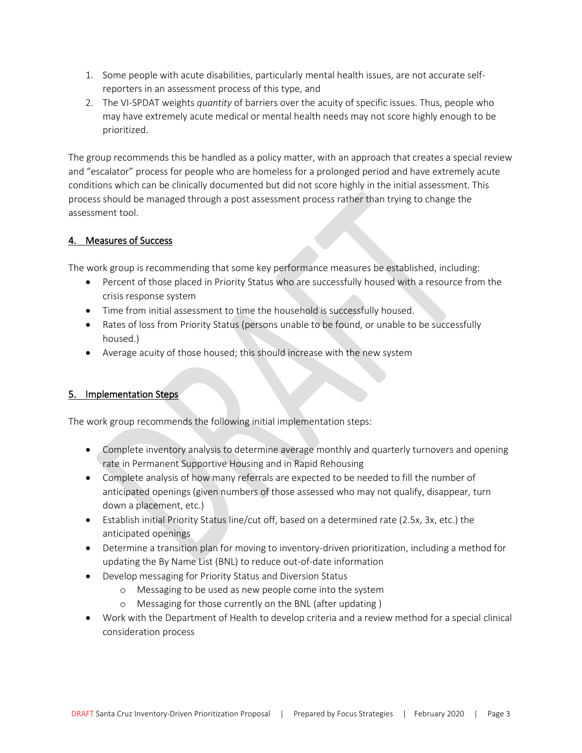1. Some people with acute disabilities, particularly mental health issues, are not accurate self-reporters in an assessment process of this type, and
2. The VI-SPDAT weights *quantity* of barriers over the acuity of specific issues. Thus, people who may have extremely acute medical or mental health needs may not score highly enough to be prioritized.

The group recommends this be handled as a policy matter, with an approach that creates a special review and "escalator" process for people who are homeless for a prolonged period and have extremely acute conditions which can be clinically documented but did not score highly in the initial assessment. This process should be managed through a post assessment process rather than trying to change the assessment tool.

## 4. Measures of Success

The work group is recommending that some key performance measures be established, including:

- Percent of those placed in Priority Status who are successfully housed with a resource from the crisis response system
- Time from initial assessment to time the household is successfully housed.
- Rates of loss from Priority Status (persons unable to be found, or unable to be successfully housed.)
- Average acuity of those housed; this should increase with the new system

## 5. Implementation Steps

The work group recommends the following initial implementation steps:

- Complete inventory analysis to determine average monthly and quarterly turnovers and opening rate in Permanent Supportive Housing and in Rapid Rehousing
- Complete analysis of how many referrals are expected to be needed to fill the number of anticipated openings (given numbers of those assessed who may not qualify, disappear, turn down a placement, etc.)
- Establish initial Priority Status line/cut off, based on a determined rate (2.5x, 3x, etc.) the anticipated openings
- Determine a transition plan for moving to inventory-driven prioritization, including a method for updating the By Name List (BNL) to reduce out-of-date information
- Develop messaging for Priority Status and Diversion Status
  - Messaging to be used as new people come into the system
  - Messaging for those currently on the BNL (after updating )
- Work with the Department of Health to develop criteria and a review method for a special clinical consideration process